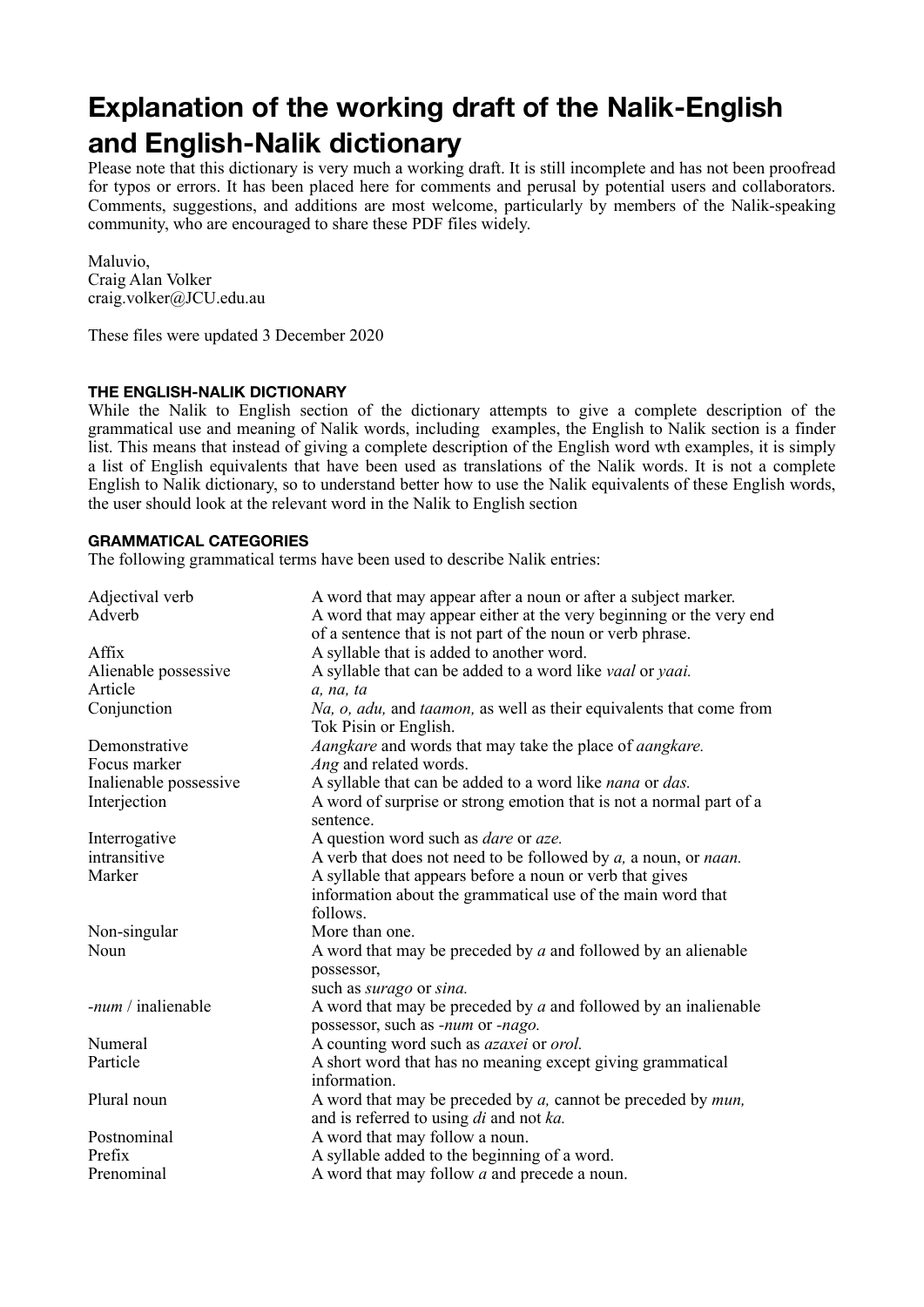# Explanation of the working draft of the Nalik-English and English-Nalik dictionary

Please note that this dictionary is very much a working draft. It is still incomplete and has not been proofread for typos or errors. It has been placed here for comments and perusal by potential users and collaborators. Comments, suggestions, and additions are most welcome, particularly by members of the Nalik-speaking community, who are encouraged to share these PDF files widely.

Maluvio,
Craig Alan Volker
craig.volker@JCU.edu.au

These files were updated 3 December 2020

#### THE ENGLISH-NALIK DICTIONARY

While the Nalik to English section of the dictionary attempts to give a complete description of the grammatical use and meaning of Nalik words, including examples, the English to Nalik section is a finder list. This means that instead of giving a complete description of the English word wth examples, it is simply a list of English equivalents that have been used as translations of the Nalik words. It is not a complete English to Nalik dictionary, so to understand better how to use the Nalik equivalents of these English words, the user should look at the relevant word in the Nalik to English section

#### GRAMMATICAL CATEGORIES

The following grammatical terms have been used to describe Nalik entries:

| | |
|---|---|
| Adjectival verb | A word that may appear after a noun or after a subject marker. |
| Adverb | A word that may appear either at the very beginning or the very end of a sentence that is not part of the noun or verb phrase. |
| Affix | A syllable that is added to another word. |
| Alienable possessive | A syllable that can be added to a word like *vaal* or *yaai.* |
| Article | *a, na, ta* |
| Conjunction | *Na, o, adu,* and *taamon,* as well as their equivalents that come from Tok Pisin or English. |
| Demonstrative | *Aangkare* and words that may take the place of *aangkare.* |
| Focus marker | *Ang* and related words. |
| Inalienable possessive | A syllable that can be added to a word like *nana* or *das.* |
| Interjection | A word of surprise or strong emotion that is not a normal part of a sentence. |
| Interrogative | A question word such as *dare* or *aze.* |
| intransitive | A verb that does not need to be followed by *a,* a noun, or *naan.* |
| Marker | A syllable that appears before a noun or verb that gives information about the grammatical use of the main word that follows. |
| Non-singular | More than one. |
| Noun | A word that may be preceded by *a* and followed by an alienable possessor, such as *surago* or *sina.* |
| *-num* / inalienable | A word that may be preceded by *a* and followed by an inalienable possessor, such as *-num* or *-nago.* |
| Numeral | A counting word such as *azaxei* or *orol.* |
| Particle | A short word that has no meaning except giving grammatical information. |
| Plural noun | A word that may be preceded by *a,* cannot be preceded by *mun,* and is referred to using *di* and not *ka.* |
| Postnominal | A word that may follow a noun. |
| Prefix | A syllable added to the beginning of a word. |
| Prenominal | A word that may follow *a* and precede a noun. |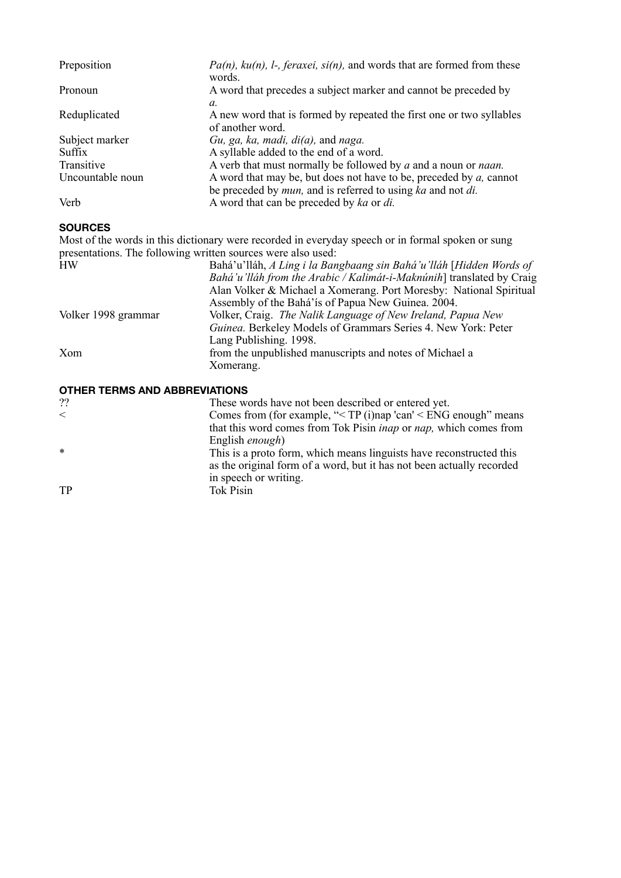| | |
|---|---|
| Preposition | *Pa(n), ku(n), l-, feraxei, si(n),* and words that are formed from these words. |
| Pronoun | A word that precedes a subject marker and cannot be preceded by *a.* |
| Reduplicated | A new word that is formed by repeated the first one or two syllables of another word. |
| Subject marker | *Gu, ga, ka, madi, di(a),* and *naga.* |
| Suffix | A syllable added to the end of a word. |
| Transitive | A verb that must normally be followed by *a* and a noun or *naan.* |
| Uncountable noun | A word that may be, but does not have to be, preceded by *a,* cannot be preceded by *mun,* and is referred to using *ka* and not *di.* |
| Verb | A word that can be preceded by *ka* or *di.* |

### SOURCES

Most of the words in this dictionary were recorded in everyday speech or in formal spoken or sung presentations. The following written sources were also used:

| | |
|---|---|
| HW | Bahá'u'lláh, *A Ling i la Bangbaang sin Bahá'u'lláh* [*Hidden Words of Bahá'u'lláh from the Arabic / Kalimát-i-Maknúnih*] translated by Craig Alan Volker & Michael a Xomerang. Port Moresby: National Spiritual Assembly of the Bahá'ís of Papua New Guinea. 2004. |
| Volker 1998 grammar | Volker, Craig. *The Nalik Language of New Ireland, Papua New Guinea.* Berkeley Models of Grammars Series 4. New York: Peter Lang Publishing. 1998. |
| Xom | from the unpublished manuscripts and notes of Michael a Xomerang. |

### OTHER TERMS AND ABBREVIATIONS

| | |
|---|---|
| ?? | These words have not been described or entered yet. |
| < | Comes from (for example, "< TP (i)nap 'can' < ENG enough" means that this word comes from Tok Pisin *inap* or *nap,* which comes from English *enough*) |
| * | This is a proto form, which means linguists have reconstructed this as the original form of a word, but it has not been actually recorded in speech or writing. |
| TP | Tok Pisin |